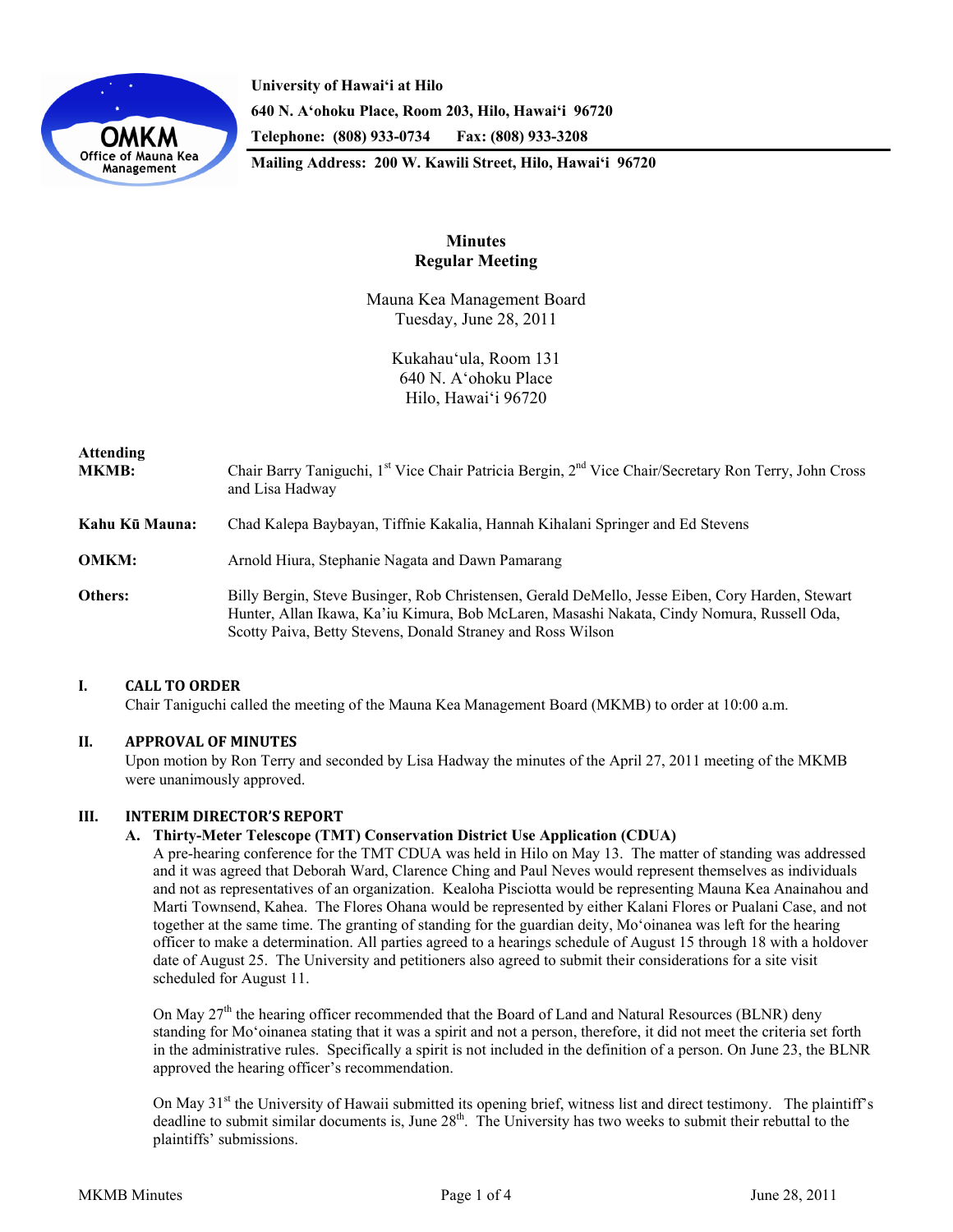University of Hawai'i at Hilo
640 N. A'ohoku Place, Room 203, Hilo, Hawai'i 96720
Telephone: (808) 933-0734 Fax: (808) 933-3208
Mailing Address: 200 W. Kawili Street, Hilo, Hawai'i 96720

# Minutes
## Regular Meeting

Mauna Kea Management Board
Tuesday, June 28, 2011

Kukahau'ula, Room 131
640 N. A'ohoku Place
Hilo, Hawai'i 96720

**Attending**

**MKMB:** Chair Barry Taniguchi, 1st Vice Chair Patricia Bergin, 2nd Vice Chair/Secretary Ron Terry, John Cross and Lisa Hadway

**Kahu Kū Mauna:** Chad Kalepa Baybayan, Tiffnie Kakalia, Hannah Kihalani Springer and Ed Stevens

**OMKM:** Arnold Hiura, Stephanie Nagata and Dawn Pamarang

**Others:** Billy Bergin, Steve Businger, Rob Christensen, Gerald DeMello, Jesse Eiben, Cory Harden, Stewart Hunter, Allan Ikawa, Ka'iu Kimura, Bob McLaren, Masashi Nakata, Cindy Nomura, Russell Oda, Scotty Paiva, Betty Stevens, Donald Straney and Ross Wilson

## I. CALL TO ORDER

Chair Taniguchi called the meeting of the Mauna Kea Management Board (MKMB) to order at 10:00 a.m.

## II. APPROVAL OF MINUTES

Upon motion by Ron Terry and seconded by Lisa Hadway the minutes of the April 27, 2011 meeting of the MKMB were unanimously approved.

## III. INTERIM DIRECTOR'S REPORT

### A. Thirty-Meter Telescope (TMT) Conservation District Use Application (CDUA)

A pre-hearing conference for the TMT CDUA was held in Hilo on May 13. The matter of standing was addressed and it was agreed that Deborah Ward, Clarence Ching and Paul Neves would represent themselves as individuals and not as representatives of an organization. Kealoha Pisciotta would be representing Mauna Kea Anainahou and Marti Townsend, Kahea. The Flores Ohana would be represented by either Kalani Flores or Pualani Case, and not together at the same time. The granting of standing for the guardian deity, Mo'oinanea was left for the hearing officer to make a determination. All parties agreed to a hearings schedule of August 15 through 18 with a holdover date of August 25. The University and petitioners also agreed to submit their considerations for a site visit scheduled for August 11.

On May 27th the hearing officer recommended that the Board of Land and Natural Resources (BLNR) deny standing for Mo'oinanea stating that it was a spirit and not a person, therefore, it did not meet the criteria set forth in the administrative rules. Specifically a spirit is not included in the definition of a person. On June 23, the BLNR approved the hearing officer's recommendation.

On May 31st the University of Hawaii submitted its opening brief, witness list and direct testimony. The plaintiff's deadline to submit similar documents is, June 28th. The University has two weeks to submit their rebuttal to the plaintiffs' submissions.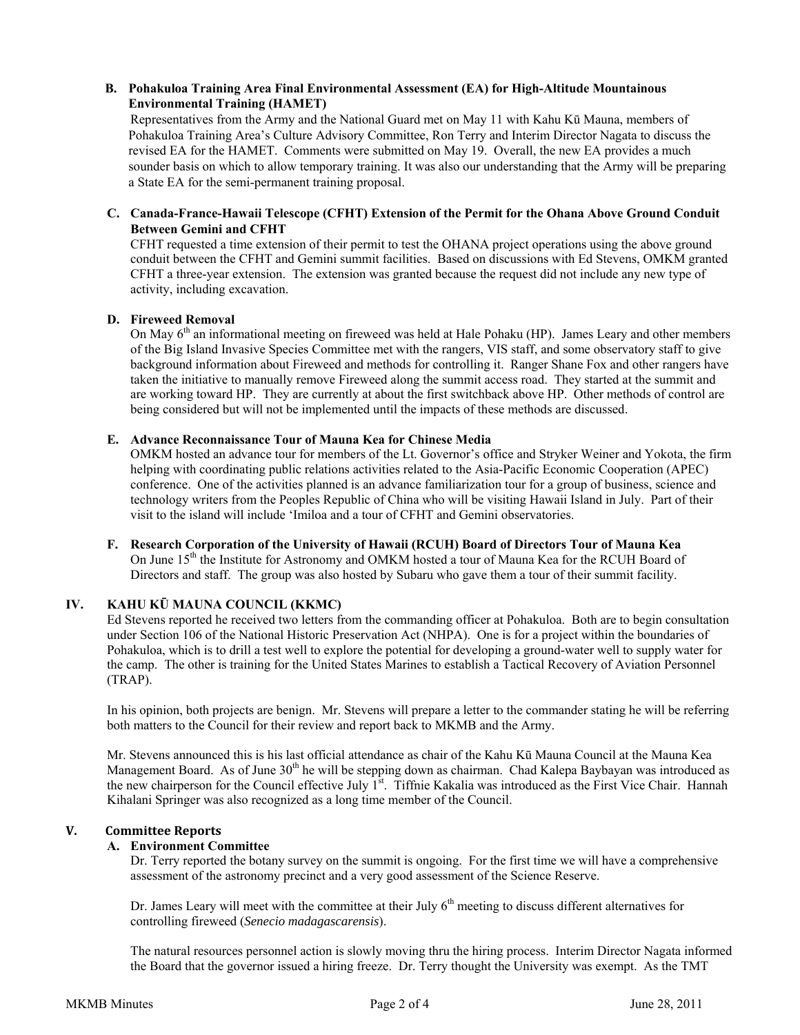**B. Pohakuloa Training Area Final Environmental Assessment (EA) for High-Altitude Mountainous Environmental Training (HAMET)**

Representatives from the Army and the National Guard met on May 11 with Kahu Kū Mauna, members of Pohakuloa Training Area's Culture Advisory Committee, Ron Terry and Interim Director Nagata to discuss the revised EA for the HAMET. Comments were submitted on May 19. Overall, the new EA provides a much sounder basis on which to allow temporary training. It was also our understanding that the Army will be preparing a State EA for the semi-permanent training proposal.

**C. Canada-France-Hawaii Telescope (CFHT) Extension of the Permit for the Ohana Above Ground Conduit Between Gemini and CFHT**

CFHT requested a time extension of their permit to test the OHANA project operations using the above ground conduit between the CFHT and Gemini summit facilities. Based on discussions with Ed Stevens, OMKM granted CFHT a three-year extension. The extension was granted because the request did not include any new type of activity, including excavation.

**D. Fireweed Removal**

On May 6th an informational meeting on fireweed was held at Hale Pohaku (HP). James Leary and other members of the Big Island Invasive Species Committee met with the rangers, VIS staff, and some observatory staff to give background information about Fireweed and methods for controlling it. Ranger Shane Fox and other rangers have taken the initiative to manually remove Fireweed along the summit access road. They started at the summit and are working toward HP. They are currently at about the first switchback above HP. Other methods of control are being considered but will not be implemented until the impacts of these methods are discussed.

**E. Advance Reconnaissance Tour of Mauna Kea for Chinese Media**

OMKM hosted an advance tour for members of the Lt. Governor's office and Stryker Weiner and Yokota, the firm helping with coordinating public relations activities related to the Asia-Pacific Economic Cooperation (APEC) conference. One of the activities planned is an advance familiarization tour for a group of business, science and technology writers from the Peoples Republic of China who will be visiting Hawaii Island in July. Part of their visit to the island will include 'Imiloa and a tour of CFHT and Gemini observatories.

**F. Research Corporation of the University of Hawaii (RCUH) Board of Directors Tour of Mauna Kea**

On June 15th the Institute for Astronomy and OMKM hosted a tour of Mauna Kea for the RCUH Board of Directors and staff. The group was also hosted by Subaru who gave them a tour of their summit facility.

## IV. KAHU KŪ MAUNA COUNCIL (KKMC)

Ed Stevens reported he received two letters from the commanding officer at Pohakuloa. Both are to begin consultation under Section 106 of the National Historic Preservation Act (NHPA). One is for a project within the boundaries of Pohakuloa, which is to drill a test well to explore the potential for developing a ground-water well to supply water for the camp. The other is training for the United States Marines to establish a Tactical Recovery of Aviation Personnel (TRAP).

In his opinion, both projects are benign. Mr. Stevens will prepare a letter to the commander stating he will be referring both matters to the Council for their review and report back to MKMB and the Army.

Mr. Stevens announced this is his last official attendance as chair of the Kahu Kū Mauna Council at the Mauna Kea Management Board. As of June 30th he will be stepping down as chairman. Chad Kalepa Baybayan was introduced as the new chairperson for the Council effective July 1st. Tiffnie Kakalia was introduced as the First Vice Chair. Hannah Kihalani Springer was also recognized as a long time member of the Council.

## V. Committee Reports

**A. Environment Committee**

Dr. Terry reported the botany survey on the summit is ongoing. For the first time we will have a comprehensive assessment of the astronomy precinct and a very good assessment of the Science Reserve.

Dr. James Leary will meet with the committee at their July 6th meeting to discuss different alternatives for controlling fireweed (*Senecio madagascarensis*).

The natural resources personnel action is slowly moving thru the hiring process. Interim Director Nagata informed the Board that the governor issued a hiring freeze. Dr. Terry thought the University was exempt. As the TMT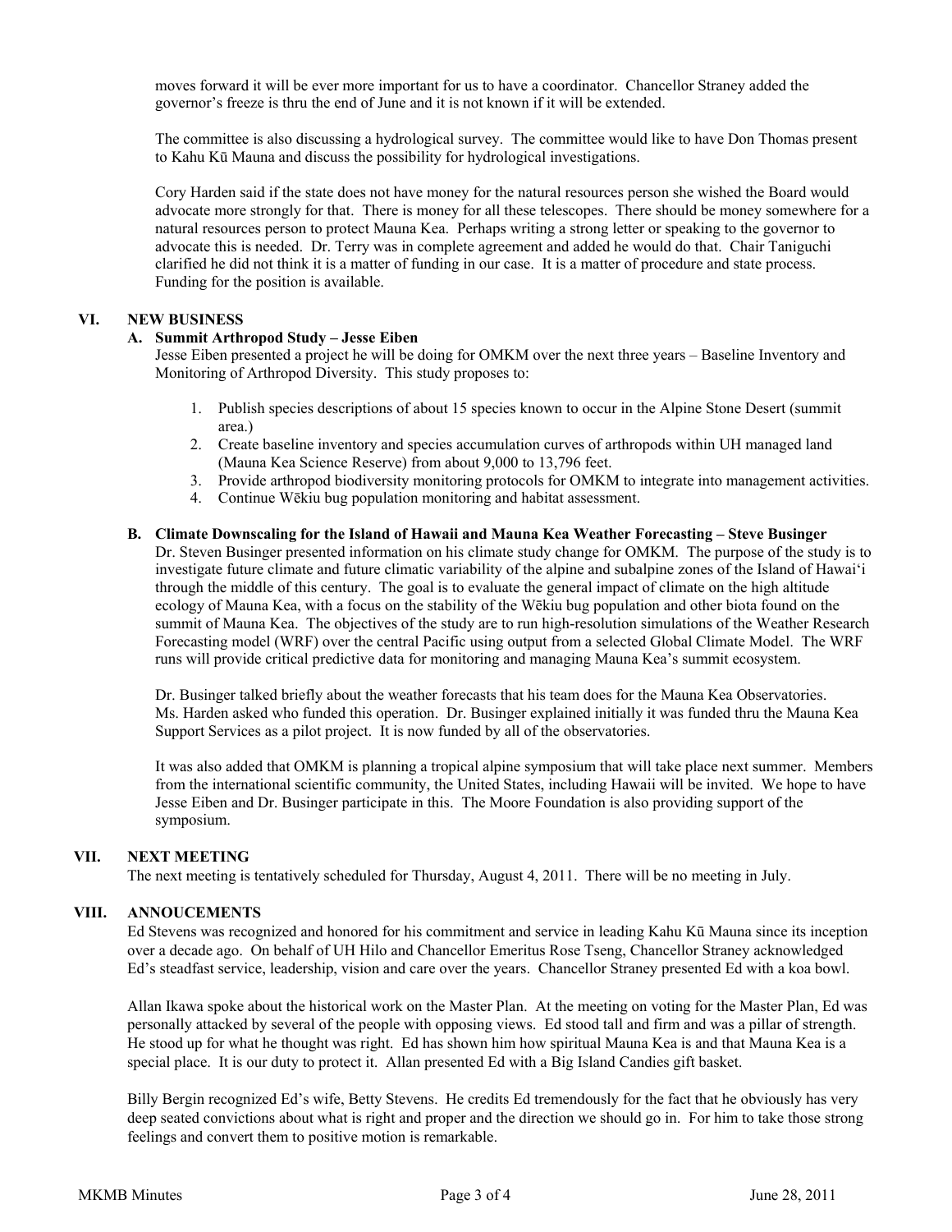moves forward it will be ever more important for us to have a coordinator. Chancellor Straney added the governor's freeze is thru the end of June and it is not known if it will be extended.

The committee is also discussing a hydrological survey. The committee would like to have Don Thomas present to Kahu Kū Mauna and discuss the possibility for hydrological investigations.

Cory Harden said if the state does not have money for the natural resources person she wished the Board would advocate more strongly for that. There is money for all these telescopes. There should be money somewhere for a natural resources person to protect Mauna Kea. Perhaps writing a strong letter or speaking to the governor to advocate this is needed. Dr. Terry was in complete agreement and added he would do that. Chair Taniguchi clarified he did not think it is a matter of funding in our case. It is a matter of procedure and state process. Funding for the position is available.

## VI. NEW BUSINESS

### A. Summit Arthropod Study – Jesse Eiben

Jesse Eiben presented a project he will be doing for OMKM over the next three years – Baseline Inventory and Monitoring of Arthropod Diversity. This study proposes to:

1. Publish species descriptions of about 15 species known to occur in the Alpine Stone Desert (summit area.)
2. Create baseline inventory and species accumulation curves of arthropods within UH managed land (Mauna Kea Science Reserve) from about 9,000 to 13,796 feet.
3. Provide arthropod biodiversity monitoring protocols for OMKM to integrate into management activities.
4. Continue Wēkiu bug population monitoring and habitat assessment.

### B. Climate Downscaling for the Island of Hawaii and Mauna Kea Weather Forecasting – Steve Businger

Dr. Steven Businger presented information on his climate study change for OMKM. The purpose of the study is to investigate future climate and future climatic variability of the alpine and subalpine zones of the Island of Hawai'i through the middle of this century. The goal is to evaluate the general impact of climate on the high altitude ecology of Mauna Kea, with a focus on the stability of the Wēkiu bug population and other biota found on the summit of Mauna Kea. The objectives of the study are to run high-resolution simulations of the Weather Research Forecasting model (WRF) over the central Pacific using output from a selected Global Climate Model. The WRF runs will provide critical predictive data for monitoring and managing Mauna Kea's summit ecosystem.

Dr. Businger talked briefly about the weather forecasts that his team does for the Mauna Kea Observatories. Ms. Harden asked who funded this operation. Dr. Businger explained initially it was funded thru the Mauna Kea Support Services as a pilot project. It is now funded by all of the observatories.

It was also added that OMKM is planning a tropical alpine symposium that will take place next summer. Members from the international scientific community, the United States, including Hawaii will be invited. We hope to have Jesse Eiben and Dr. Businger participate in this. The Moore Foundation is also providing support of the symposium.

## VII. NEXT MEETING

The next meeting is tentatively scheduled for Thursday, August 4, 2011. There will be no meeting in July.

## VIII. ANNOUCEMENTS

Ed Stevens was recognized and honored for his commitment and service in leading Kahu Kū Mauna since its inception over a decade ago. On behalf of UH Hilo and Chancellor Emeritus Rose Tseng, Chancellor Straney acknowledged Ed's steadfast service, leadership, vision and care over the years. Chancellor Straney presented Ed with a koa bowl.

Allan Ikawa spoke about the historical work on the Master Plan. At the meeting on voting for the Master Plan, Ed was personally attacked by several of the people with opposing views. Ed stood tall and firm and was a pillar of strength. He stood up for what he thought was right. Ed has shown him how spiritual Mauna Kea is and that Mauna Kea is a special place. It is our duty to protect it. Allan presented Ed with a Big Island Candies gift basket.

Billy Bergin recognized Ed's wife, Betty Stevens. He credits Ed tremendously for the fact that he obviously has very deep seated convictions about what is right and proper and the direction we should go in. For him to take those strong feelings and convert them to positive motion is remarkable.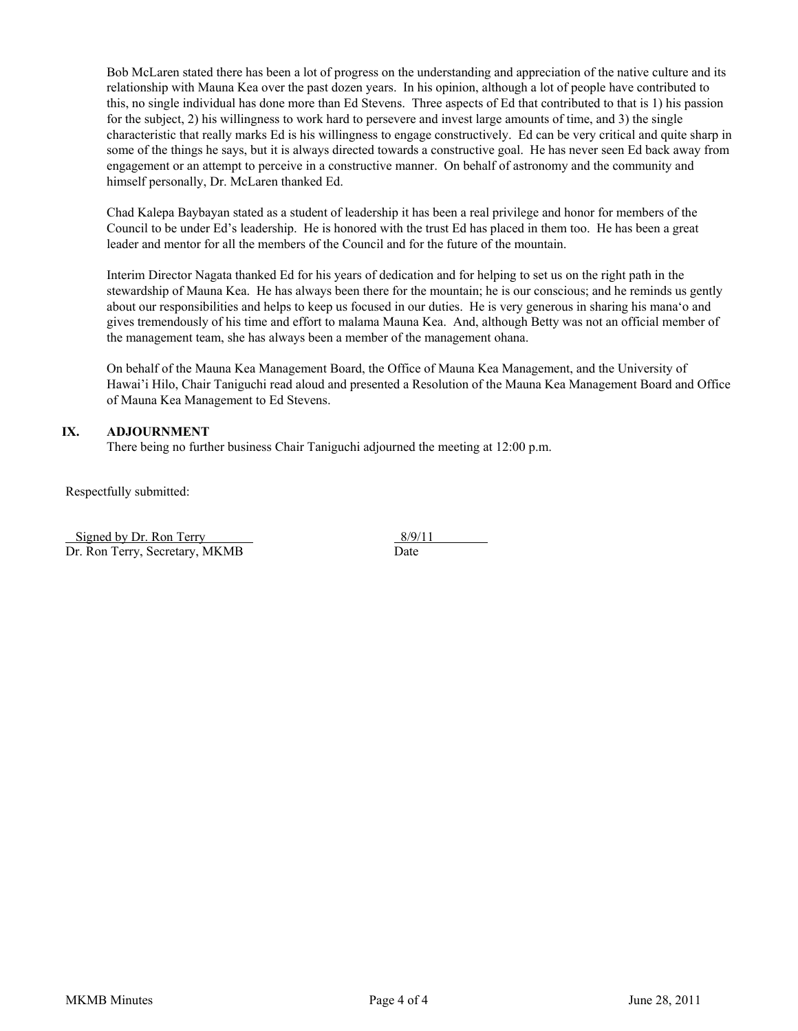Bob McLaren stated there has been a lot of progress on the understanding and appreciation of the native culture and its relationship with Mauna Kea over the past dozen years. In his opinion, although a lot of people have contributed to this, no single individual has done more than Ed Stevens. Three aspects of Ed that contributed to that is 1) his passion for the subject, 2) his willingness to work hard to persevere and invest large amounts of time, and 3) the single characteristic that really marks Ed is his willingness to engage constructively. Ed can be very critical and quite sharp in some of the things he says, but it is always directed towards a constructive goal. He has never seen Ed back away from engagement or an attempt to perceive in a constructive manner. On behalf of astronomy and the community and himself personally, Dr. McLaren thanked Ed.

Chad Kalepa Baybayan stated as a student of leadership it has been a real privilege and honor for members of the Council to be under Ed's leadership. He is honored with the trust Ed has placed in them too. He has been a great leader and mentor for all the members of the Council and for the future of the mountain.

Interim Director Nagata thanked Ed for his years of dedication and for helping to set us on the right path in the stewardship of Mauna Kea. He has always been there for the mountain; he is our conscious; and he reminds us gently about our responsibilities and helps to keep us focused in our duties. He is very generous in sharing his mana'o and gives tremendously of his time and effort to malama Mauna Kea. And, although Betty was not an official member of the management team, she has always been a member of the management ohana.

On behalf of the Mauna Kea Management Board, the Office of Mauna Kea Management, and the University of Hawai'i Hilo, Chair Taniguchi read aloud and presented a Resolution of the Mauna Kea Management Board and Office of Mauna Kea Management to Ed Stevens.

## IX. ADJOURNMENT

There being no further business Chair Taniguchi adjourned the meeting at 12:00 p.m.

Respectfully submitted:

Signed by Dr. Ron Terry — 8/9/11

Dr. Ron Terry, Secretary, MKMB — Date